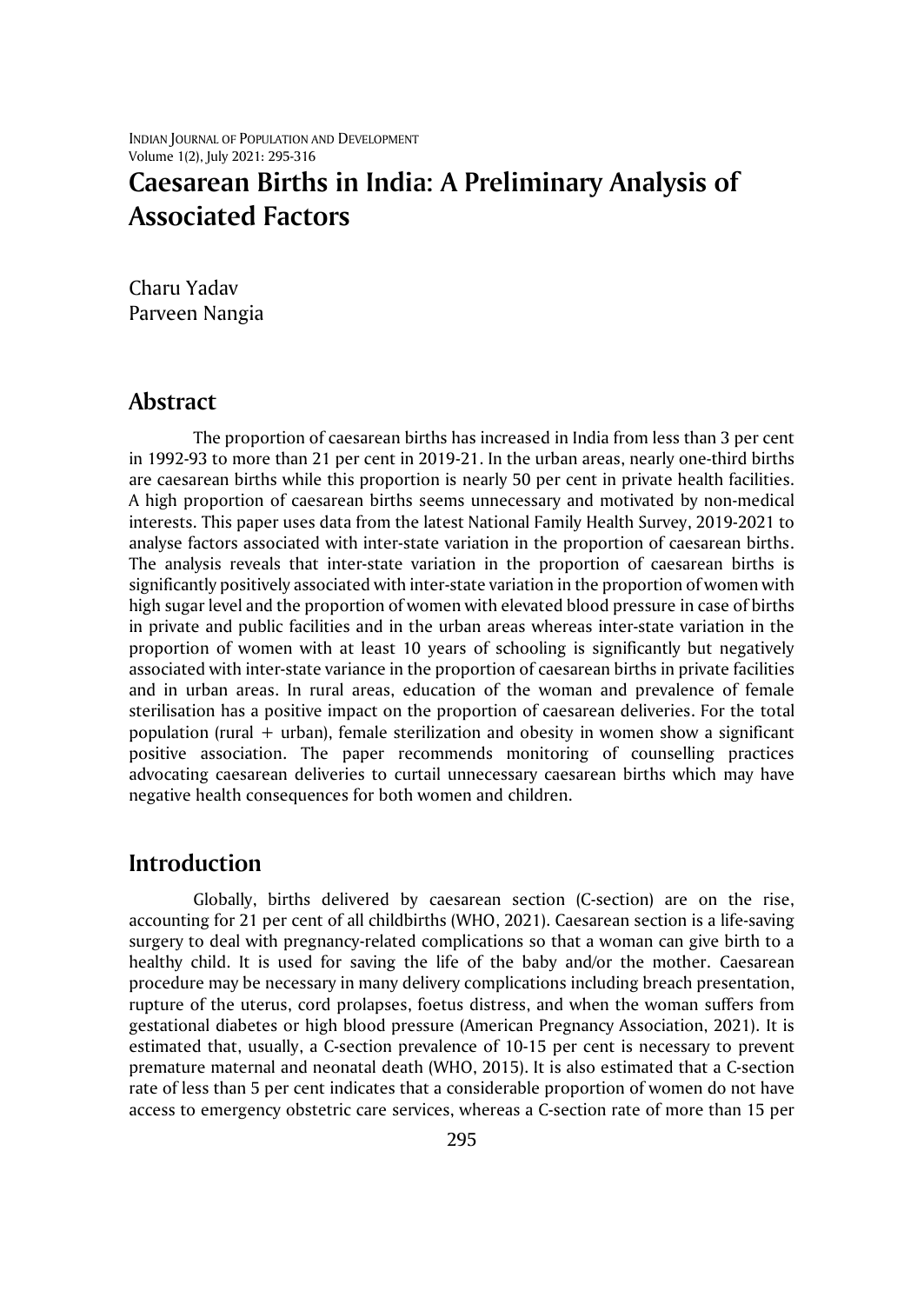# Caesarean Births in India: A Preliminary Analysis of Associated Factors

Charu Yadav
Parveen Nangia

## Abstract

The proportion of caesarean births has increased in India from less than 3 per cent in 1992-93 to more than 21 per cent in 2019-21. In the urban areas, nearly one-third births are caesarean births while this proportion is nearly 50 per cent in private health facilities. A high proportion of caesarean births seems unnecessary and motivated by non-medical interests. This paper uses data from the latest National Family Health Survey, 2019-2021 to analyse factors associated with inter-state variation in the proportion of caesarean births. The analysis reveals that inter-state variation in the proportion of caesarean births is significantly positively associated with inter-state variation in the proportion of women with high sugar level and the proportion of women with elevated blood pressure in case of births in private and public facilities and in the urban areas whereas inter-state variation in the proportion of women with at least 10 years of schooling is significantly but negatively associated with inter-state variance in the proportion of caesarean births in private facilities and in urban areas. In rural areas, education of the woman and prevalence of female sterilisation has a positive impact on the proportion of caesarean deliveries. For the total population (rural + urban), female sterilization and obesity in women show a significant positive association. The paper recommends monitoring of counselling practices advocating caesarean deliveries to curtail unnecessary caesarean births which may have negative health consequences for both women and children.

## Introduction

Globally, births delivered by caesarean section (C-section) are on the rise, accounting for 21 per cent of all childbirths (WHO, 2021). Caesarean section is a life-saving surgery to deal with pregnancy-related complications so that a woman can give birth to a healthy child. It is used for saving the life of the baby and/or the mother. Caesarean procedure may be necessary in many delivery complications including breach presentation, rupture of the uterus, cord prolapses, foetus distress, and when the woman suffers from gestational diabetes or high blood pressure (American Pregnancy Association, 2021). It is estimated that, usually, a C-section prevalence of 10-15 per cent is necessary to prevent premature maternal and neonatal death (WHO, 2015). It is also estimated that a C-section rate of less than 5 per cent indicates that a considerable proportion of women do not have access to emergency obstetric care services, whereas a C-section rate of more than 15 per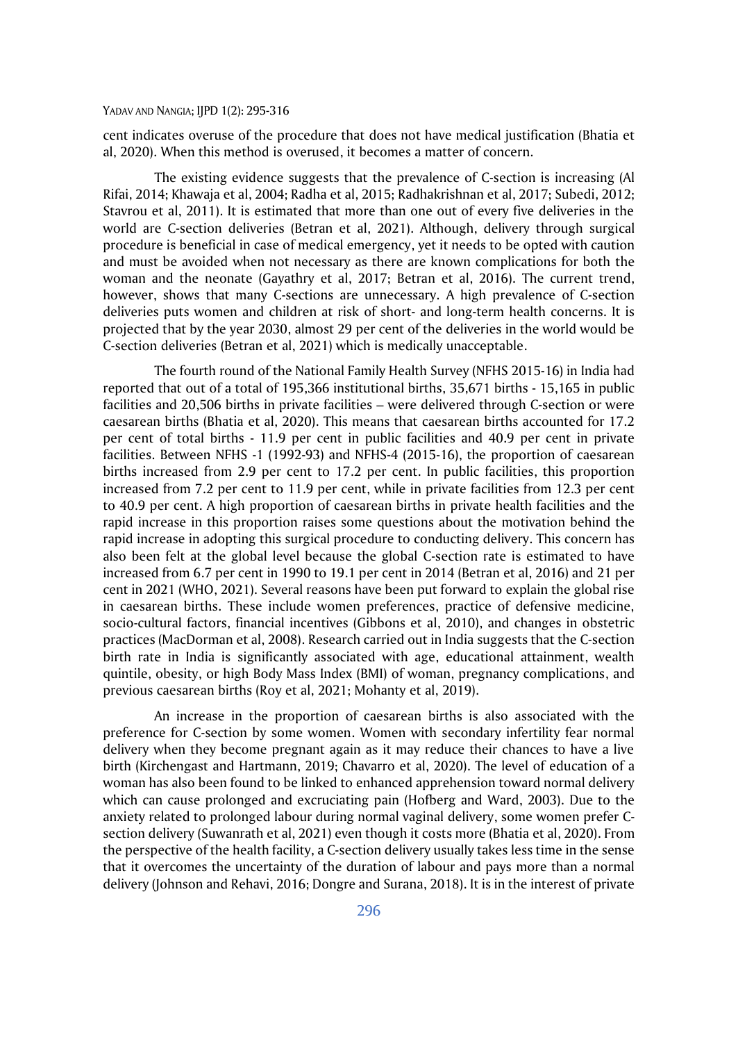cent indicates overuse of the procedure that does not have medical justification (Bhatia et al, 2020). When this method is overused, it becomes a matter of concern.

The existing evidence suggests that the prevalence of C-section is increasing (Al Rifai, 2014; Khawaja et al, 2004; Radha et al, 2015; Radhakrishnan et al, 2017; Subedi, 2012; Stavrou et al, 2011). It is estimated that more than one out of every five deliveries in the world are C-section deliveries (Betran et al, 2021). Although, delivery through surgical procedure is beneficial in case of medical emergency, yet it needs to be opted with caution and must be avoided when not necessary as there are known complications for both the woman and the neonate (Gayathry et al, 2017; Betran et al, 2016). The current trend, however, shows that many C-sections are unnecessary. A high prevalence of C-section deliveries puts women and children at risk of short- and long-term health concerns. It is projected that by the year 2030, almost 29 per cent of the deliveries in the world would be C-section deliveries (Betran et al, 2021) which is medically unacceptable.

The fourth round of the National Family Health Survey (NFHS 2015-16) in India had reported that out of a total of 195,366 institutional births, 35,671 births - 15,165 in public facilities and 20,506 births in private facilities – were delivered through C-section or were caesarean births (Bhatia et al, 2020). This means that caesarean births accounted for 17.2 per cent of total births - 11.9 per cent in public facilities and 40.9 per cent in private facilities. Between NFHS -1 (1992-93) and NFHS-4 (2015-16), the proportion of caesarean births increased from 2.9 per cent to 17.2 per cent. In public facilities, this proportion increased from 7.2 per cent to 11.9 per cent, while in private facilities from 12.3 per cent to 40.9 per cent. A high proportion of caesarean births in private health facilities and the rapid increase in this proportion raises some questions about the motivation behind the rapid increase in adopting this surgical procedure to conducting delivery. This concern has also been felt at the global level because the global C-section rate is estimated to have increased from 6.7 per cent in 1990 to 19.1 per cent in 2014 (Betran et al, 2016) and 21 per cent in 2021 (WHO, 2021). Several reasons have been put forward to explain the global rise in caesarean births. These include women preferences, practice of defensive medicine, socio-cultural factors, financial incentives (Gibbons et al, 2010), and changes in obstetric practices (MacDorman et al, 2008). Research carried out in India suggests that the C-section birth rate in India is significantly associated with age, educational attainment, wealth quintile, obesity, or high Body Mass Index (BMI) of woman, pregnancy complications, and previous caesarean births (Roy et al, 2021; Mohanty et al, 2019).

An increase in the proportion of caesarean births is also associated with the preference for C-section by some women. Women with secondary infertility fear normal delivery when they become pregnant again as it may reduce their chances to have a live birth (Kirchengast and Hartmann, 2019; Chavarro et al, 2020). The level of education of a woman has also been found to be linked to enhanced apprehension toward normal delivery which can cause prolonged and excruciating pain (Hofberg and Ward, 2003). Due to the anxiety related to prolonged labour during normal vaginal delivery, some women prefer C-section delivery (Suwanrath et al, 2021) even though it costs more (Bhatia et al, 2020). From the perspective of the health facility, a C-section delivery usually takes less time in the sense that it overcomes the uncertainty of the duration of labour and pays more than a normal delivery (Johnson and Rehavi, 2016; Dongre and Surana, 2018). It is in the interest of private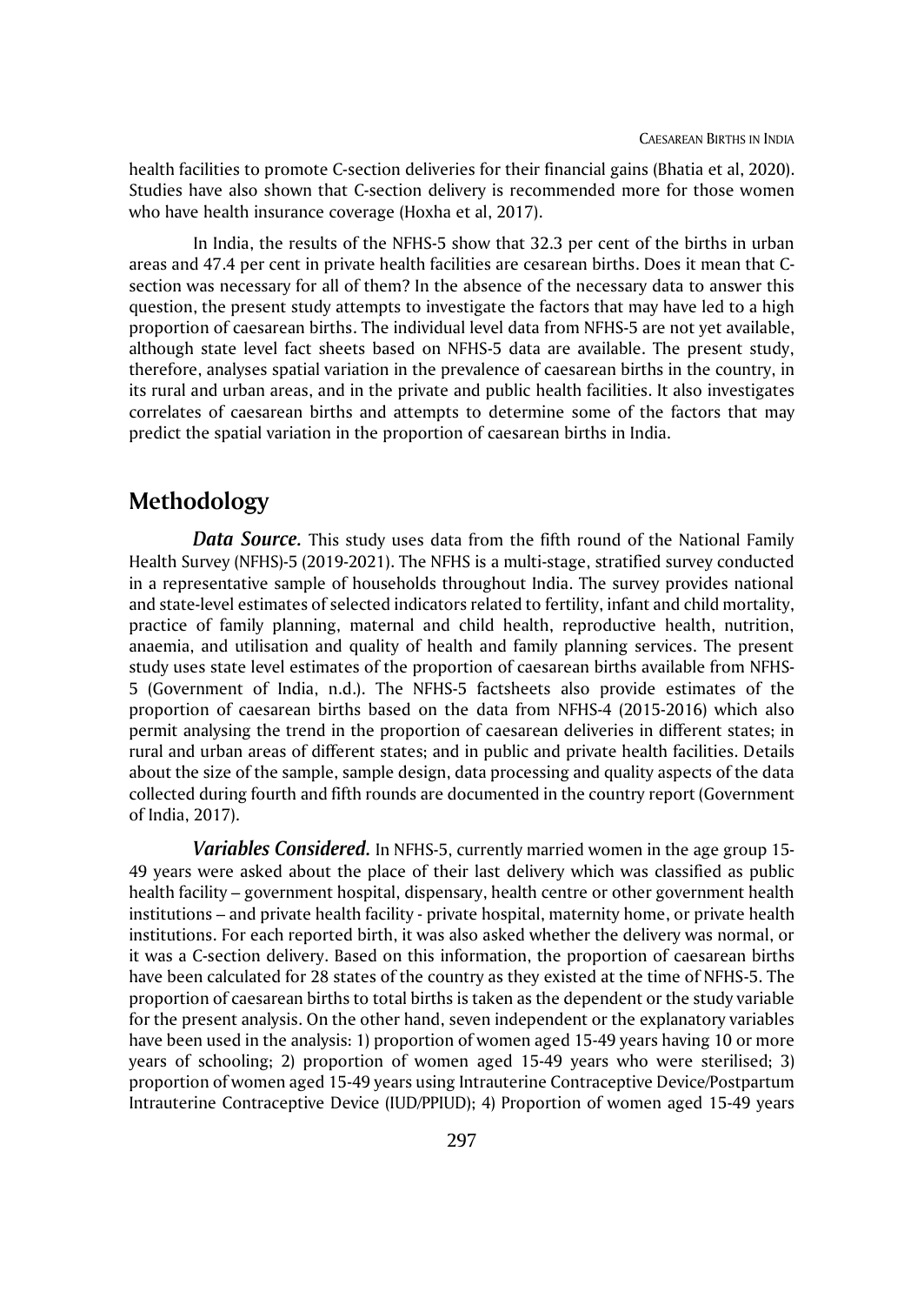health facilities to promote C-section deliveries for their financial gains (Bhatia et al, 2020). Studies have also shown that C-section delivery is recommended more for those women who have health insurance coverage (Hoxha et al, 2017).

In India, the results of the NFHS-5 show that 32.3 per cent of the births in urban areas and 47.4 per cent in private health facilities are cesarean births. Does it mean that C-section was necessary for all of them? In the absence of the necessary data to answer this question, the present study attempts to investigate the factors that may have led to a high proportion of caesarean births. The individual level data from NFHS-5 are not yet available, although state level fact sheets based on NFHS-5 data are available. The present study, therefore, analyses spatial variation in the prevalence of caesarean births in the country, in its rural and urban areas, and in the private and public health facilities. It also investigates correlates of caesarean births and attempts to determine some of the factors that may predict the spatial variation in the proportion of caesarean births in India.

## Methodology

***Data Source.*** This study uses data from the fifth round of the National Family Health Survey (NFHS)-5 (2019-2021). The NFHS is a multi-stage, stratified survey conducted in a representative sample of households throughout India. The survey provides national and state-level estimates of selected indicators related to fertility, infant and child mortality, practice of family planning, maternal and child health, reproductive health, nutrition, anaemia, and utilisation and quality of health and family planning services. The present study uses state level estimates of the proportion of caesarean births available from NFHS-5 (Government of India, n.d.). The NFHS-5 factsheets also provide estimates of the proportion of caesarean births based on the data from NFHS-4 (2015-2016) which also permit analysing the trend in the proportion of caesarean deliveries in different states; in rural and urban areas of different states; and in public and private health facilities. Details about the size of the sample, sample design, data processing and quality aspects of the data collected during fourth and fifth rounds are documented in the country report (Government of India, 2017).

***Variables Considered.*** In NFHS-5, currently married women in the age group 15-49 years were asked about the place of their last delivery which was classified as public health facility – government hospital, dispensary, health centre or other government health institutions – and private health facility - private hospital, maternity home, or private health institutions. For each reported birth, it was also asked whether the delivery was normal, or it was a C-section delivery. Based on this information, the proportion of caesarean births have been calculated for 28 states of the country as they existed at the time of NFHS-5. The proportion of caesarean births to total births is taken as the dependent or the study variable for the present analysis. On the other hand, seven independent or the explanatory variables have been used in the analysis: 1) proportion of women aged 15-49 years having 10 or more years of schooling; 2) proportion of women aged 15-49 years who were sterilised; 3) proportion of women aged 15-49 years using Intrauterine Contraceptive Device/Postpartum Intrauterine Contraceptive Device (IUD/PPIUD); 4) Proportion of women aged 15-49 years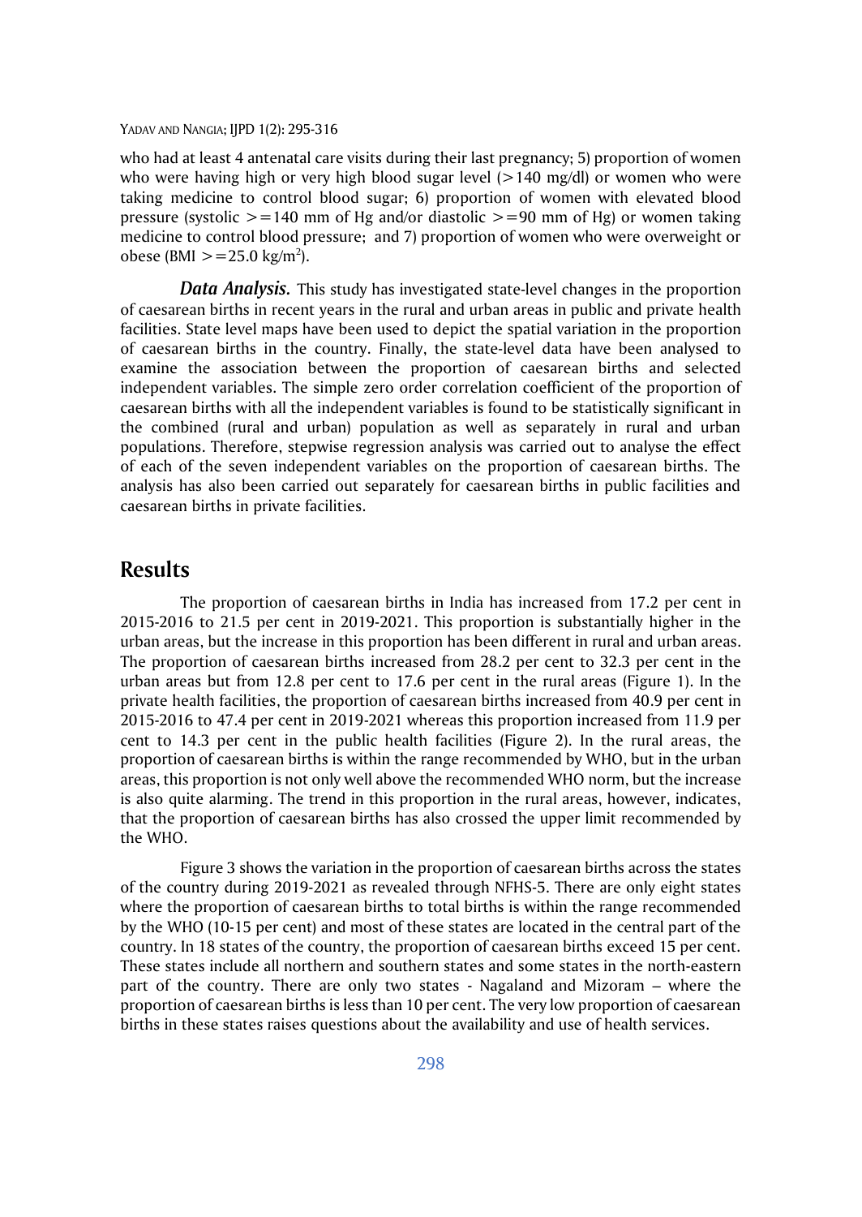who had at least 4 antenatal care visits during their last pregnancy; 5) proportion of women who were having high or very high blood sugar level (>140 mg/dl) or women who were taking medicine to control blood sugar; 6) proportion of women with elevated blood pressure (systolic >=140 mm of Hg and/or diastolic >=90 mm of Hg) or women taking medicine to control blood pressure; and 7) proportion of women who were overweight or obese (BMI >=25.0 kg/m$^2$).

***Data Analysis.*** This study has investigated state-level changes in the proportion of caesarean births in recent years in the rural and urban areas in public and private health facilities. State level maps have been used to depict the spatial variation in the proportion of caesarean births in the country. Finally, the state-level data have been analysed to examine the association between the proportion of caesarean births and selected independent variables. The simple zero order correlation coefficient of the proportion of caesarean births with all the independent variables is found to be statistically significant in the combined (rural and urban) population as well as separately in rural and urban populations. Therefore, stepwise regression analysis was carried out to analyse the effect of each of the seven independent variables on the proportion of caesarean births. The analysis has also been carried out separately for caesarean births in public facilities and caesarean births in private facilities.

## Results

The proportion of caesarean births in India has increased from 17.2 per cent in 2015-2016 to 21.5 per cent in 2019-2021. This proportion is substantially higher in the urban areas, but the increase in this proportion has been different in rural and urban areas. The proportion of caesarean births increased from 28.2 per cent to 32.3 per cent in the urban areas but from 12.8 per cent to 17.6 per cent in the rural areas (Figure 1). In the private health facilities, the proportion of caesarean births increased from 40.9 per cent in 2015-2016 to 47.4 per cent in 2019-2021 whereas this proportion increased from 11.9 per cent to 14.3 per cent in the public health facilities (Figure 2). In the rural areas, the proportion of caesarean births is within the range recommended by WHO, but in the urban areas, this proportion is not only well above the recommended WHO norm, but the increase is also quite alarming. The trend in this proportion in the rural areas, however, indicates, that the proportion of caesarean births has also crossed the upper limit recommended by the WHO.

Figure 3 shows the variation in the proportion of caesarean births across the states of the country during 2019-2021 as revealed through NFHS-5. There are only eight states where the proportion of caesarean births to total births is within the range recommended by the WHO (10-15 per cent) and most of these states are located in the central part of the country. In 18 states of the country, the proportion of caesarean births exceed 15 per cent. These states include all northern and southern states and some states in the north-eastern part of the country. There are only two states - Nagaland and Mizoram – where the proportion of caesarean births is less than 10 per cent. The very low proportion of caesarean births in these states raises questions about the availability and use of health services.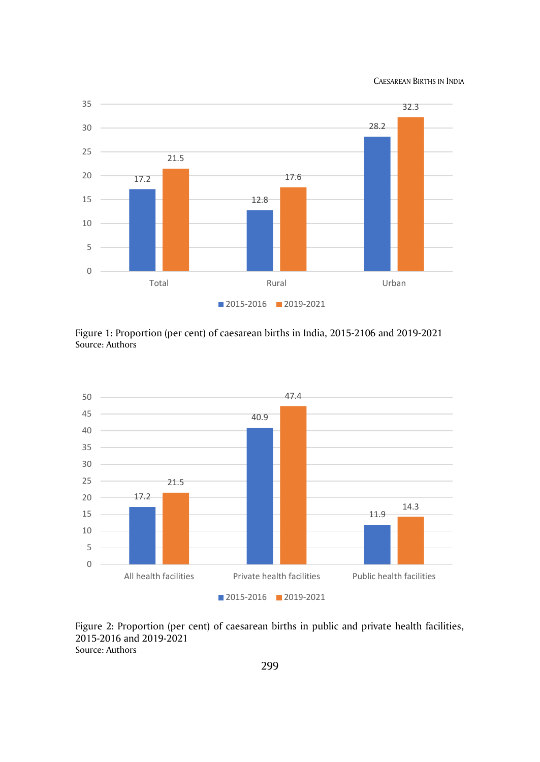Figure 1: Proportion (per cent) of caesarean births in India, 2015-2106 and 2019-2021
Source: Authors

Figure 2: Proportion (per cent) of caesarean births in public and private health facilities, 2015-2016 and 2019-2021
Source: Authors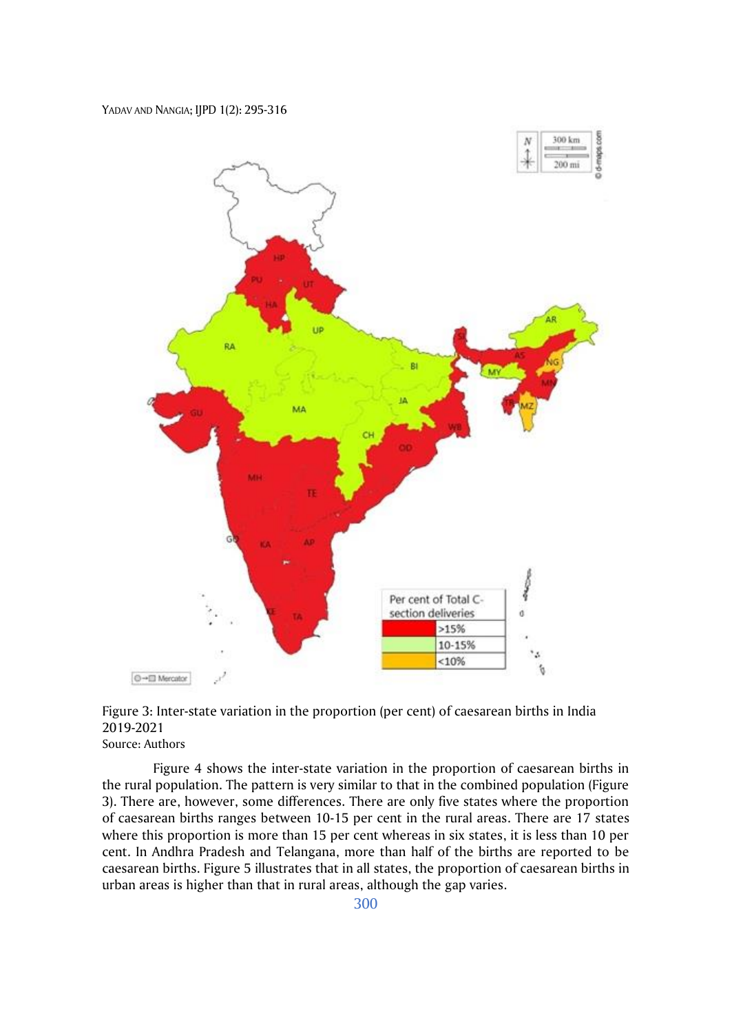Figure 3: Inter-state variation in the proportion (per cent) of caesarean births in India 2019-2021

Source: Authors

Figure 4 shows the inter-state variation in the proportion of caesarean births in the rural population. The pattern is very similar to that in the combined population (Figure 3). There are, however, some differences. There are only five states where the proportion of caesarean births ranges between 10-15 per cent in the rural areas. There are 17 states where this proportion is more than 15 per cent whereas in six states, it is less than 10 per cent. In Andhra Pradesh and Telangana, more than half of the births are reported to be caesarean births. Figure 5 illustrates that in all states, the proportion of caesarean births in urban areas is higher than that in rural areas, although the gap varies.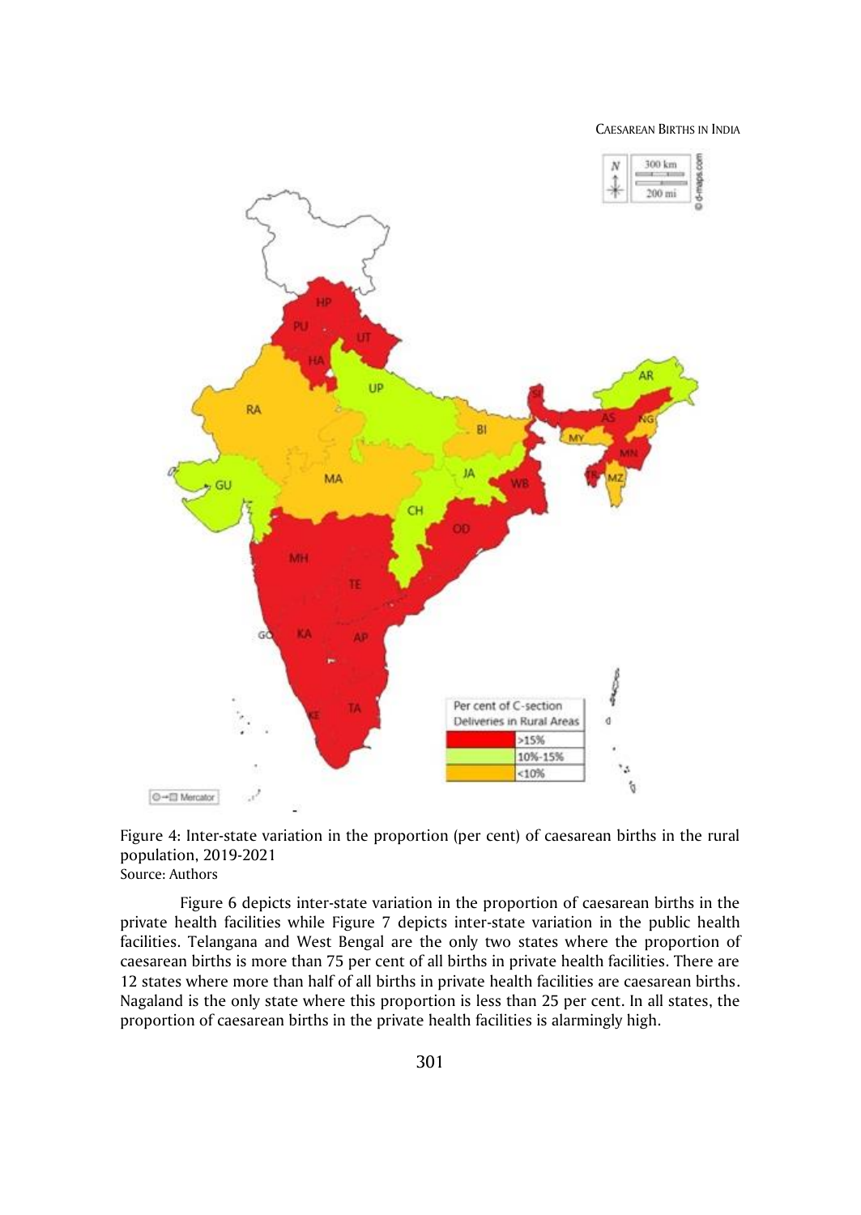Figure 4: Inter-state variation in the proportion (per cent) of caesarean births in the rural population, 2019-2021
Source: Authors

Figure 6 depicts inter-state variation in the proportion of caesarean births in the private health facilities while Figure 7 depicts inter-state variation in the public health facilities. Telangana and West Bengal are the only two states where the proportion of caesarean births is more than 75 per cent of all births in private health facilities. There are 12 states where more than half of all births in private health facilities are caesarean births. Nagaland is the only state where this proportion is less than 25 per cent. In all states, the proportion of caesarean births in the private health facilities is alarmingly high.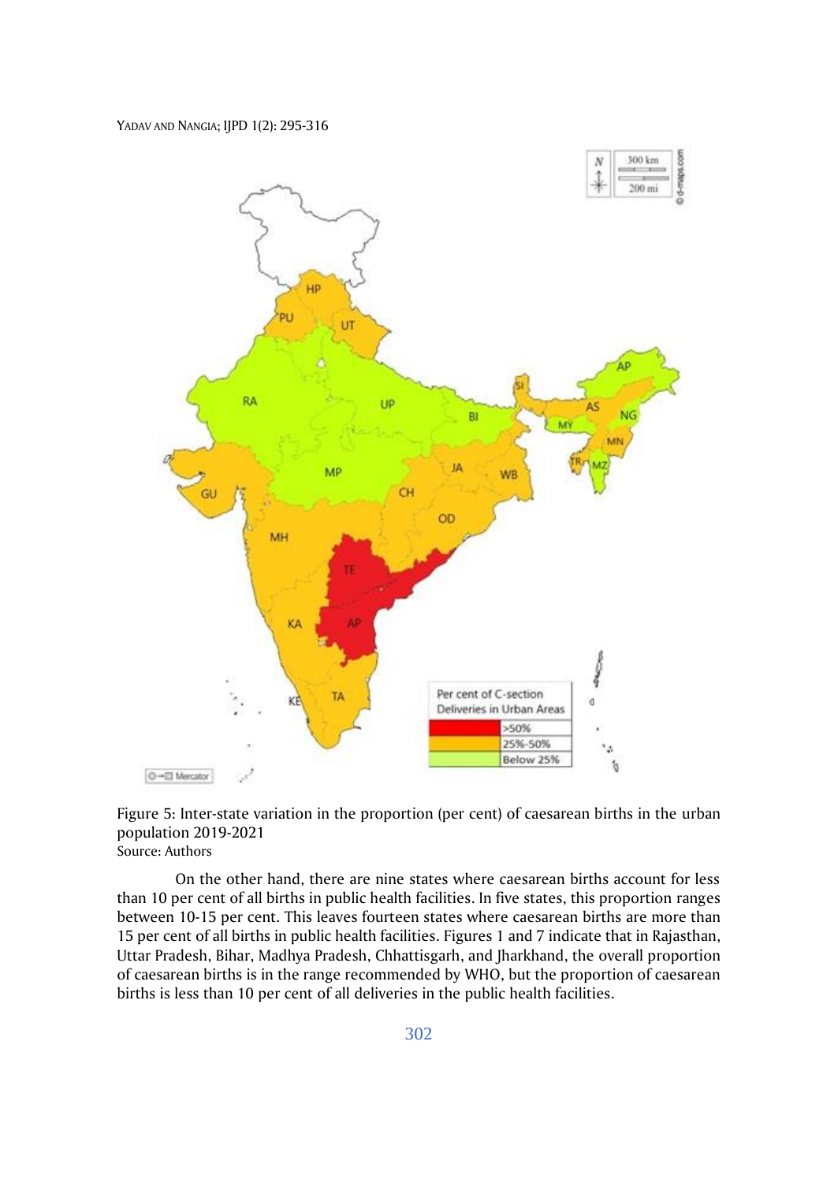Figure 5: Inter-state variation in the proportion (per cent) of caesarean births in the urban population 2019-2021
Source: Authors

On the other hand, there are nine states where caesarean births account for less than 10 per cent of all births in public health facilities. In five states, this proportion ranges between 10-15 per cent. This leaves fourteen states where caesarean births are more than 15 per cent of all births in public health facilities. Figures 1 and 7 indicate that in Rajasthan, Uttar Pradesh, Bihar, Madhya Pradesh, Chhattisgarh, and Jharkhand, the overall proportion of caesarean births is in the range recommended by WHO, but the proportion of caesarean births is less than 10 per cent of all deliveries in the public health facilities.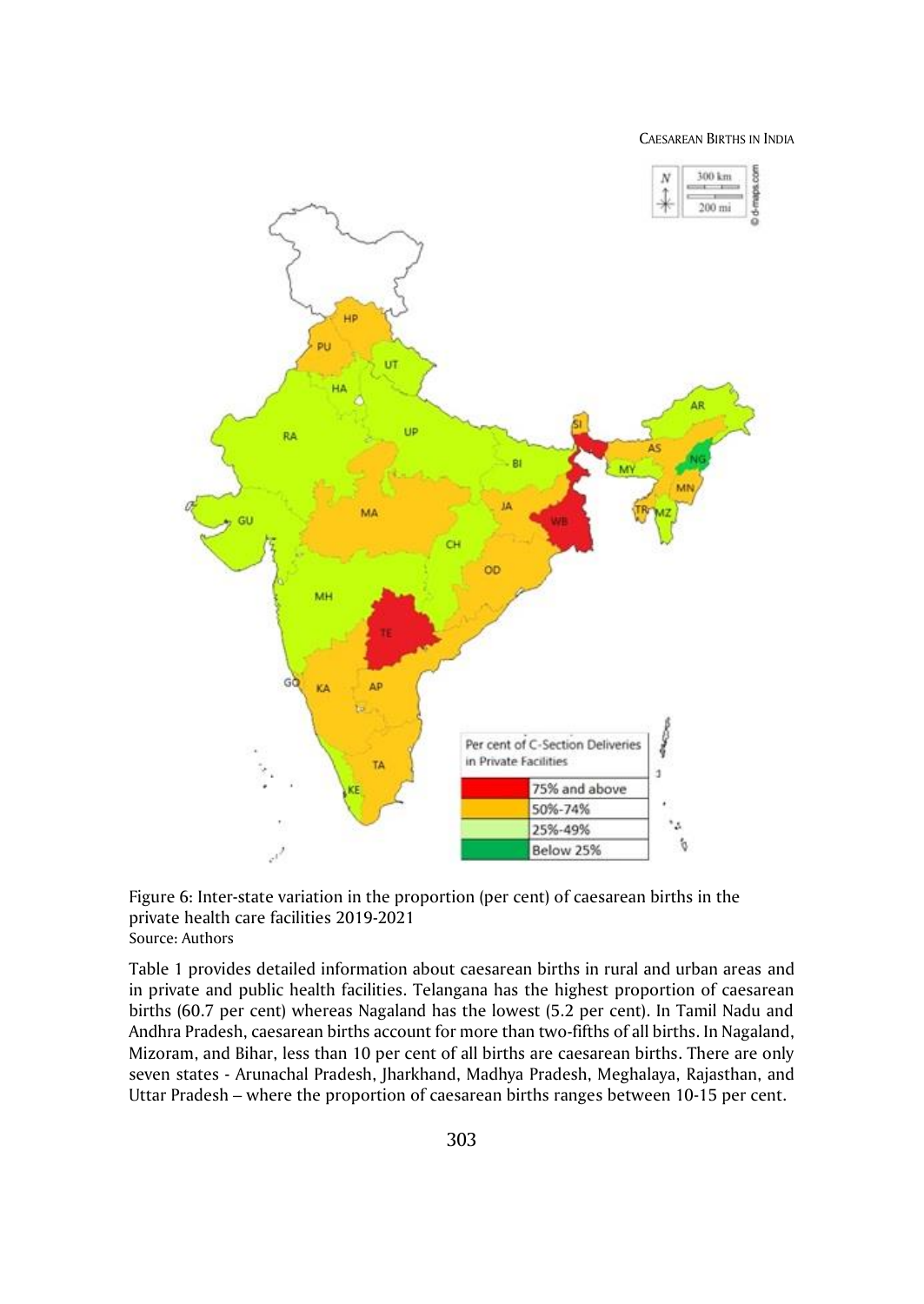Figure 6: Inter-state variation in the proportion (per cent) of caesarean births in the private health care facilities 2019-2021
Source: Authors

Table 1 provides detailed information about caesarean births in rural and urban areas and in private and public health facilities. Telangana has the highest proportion of caesarean births (60.7 per cent) whereas Nagaland has the lowest (5.2 per cent). In Tamil Nadu and Andhra Pradesh, caesarean births account for more than two-fifths of all births. In Nagaland, Mizoram, and Bihar, less than 10 per cent of all births are caesarean births. There are only seven states - Arunachal Pradesh, Jharkhand, Madhya Pradesh, Meghalaya, Rajasthan, and Uttar Pradesh – where the proportion of caesarean births ranges between 10-15 per cent.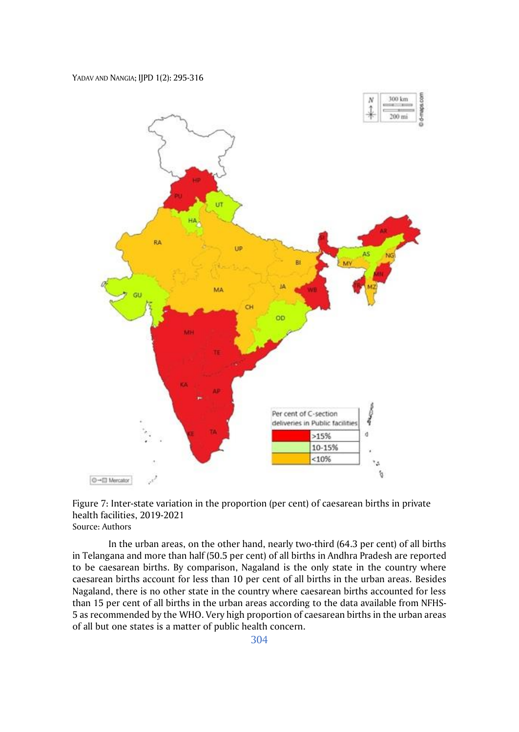Figure 7: Inter-state variation in the proportion (per cent) of caesarean births in private health facilities, 2019-2021
Source: Authors

In the urban areas, on the other hand, nearly two-third (64.3 per cent) of all births in Telangana and more than half (50.5 per cent) of all births in Andhra Pradesh are reported to be caesarean births. By comparison, Nagaland is the only state in the country where caesarean births account for less than 10 per cent of all births in the urban areas. Besides Nagaland, there is no other state in the country where caesarean births accounted for less than 15 per cent of all births in the urban areas according to the data available from NFHS-5 as recommended by the WHO. Very high proportion of caesarean births in the urban areas of all but one states is a matter of public health concern.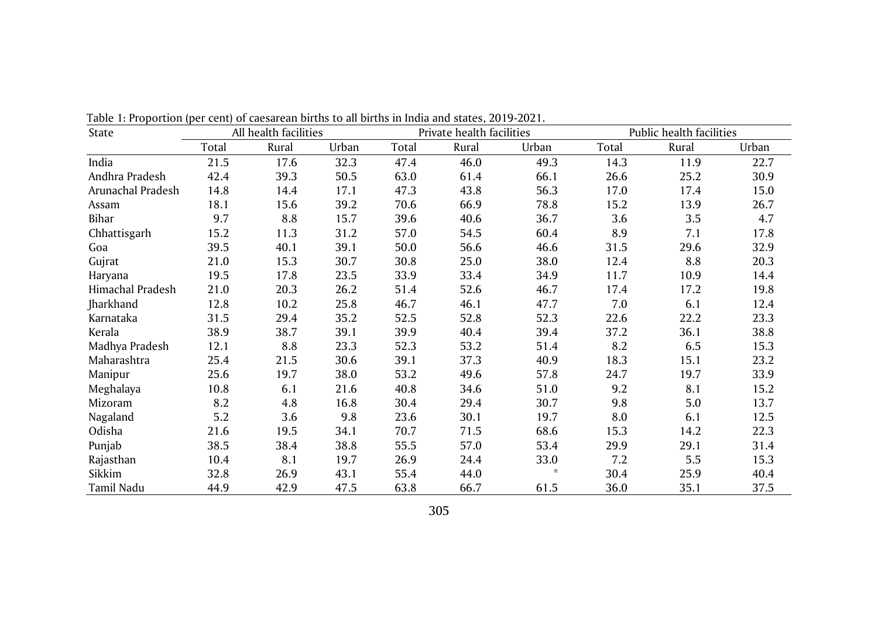Table 1: Proportion (per cent) of caesarean births to all births in India and states, 2019-2021.

| State | All health facilities | | | Private health facilities | | | Public health facilities | | |
|---|---|---|---|---|---|---|---|---|---|
| | Total | Rural | Urban | Total | Rural | Urban | Total | Rural | Urban |
| India | 21.5 | 17.6 | 32.3 | 47.4 | 46.0 | 49.3 | 14.3 | 11.9 | 22.7 |
| Andhra Pradesh | 42.4 | 39.3 | 50.5 | 63.0 | 61.4 | 66.1 | 26.6 | 25.2 | 30.9 |
| Arunachal Pradesh | 14.8 | 14.4 | 17.1 | 47.3 | 43.8 | 56.3 | 17.0 | 17.4 | 15.0 |
| Assam | 18.1 | 15.6 | 39.2 | 70.6 | 66.9 | 78.8 | 15.2 | 13.9 | 26.7 |
| Bihar | 9.7 | 8.8 | 15.7 | 39.6 | 40.6 | 36.7 | 3.6 | 3.5 | 4.7 |
| Chhattisgarh | 15.2 | 11.3 | 31.2 | 57.0 | 54.5 | 60.4 | 8.9 | 7.1 | 17.8 |
| Goa | 39.5 | 40.1 | 39.1 | 50.0 | 56.6 | 46.6 | 31.5 | 29.6 | 32.9 |
| Gujrat | 21.0 | 15.3 | 30.7 | 30.8 | 25.0 | 38.0 | 12.4 | 8.8 | 20.3 |
| Haryana | 19.5 | 17.8 | 23.5 | 33.9 | 33.4 | 34.9 | 11.7 | 10.9 | 14.4 |
| Himachal Pradesh | 21.0 | 20.3 | 26.2 | 51.4 | 52.6 | 46.7 | 17.4 | 17.2 | 19.8 |
| Jharkhand | 12.8 | 10.2 | 25.8 | 46.7 | 46.1 | 47.7 | 7.0 | 6.1 | 12.4 |
| Karnataka | 31.5 | 29.4 | 35.2 | 52.5 | 52.8 | 52.3 | 22.6 | 22.2 | 23.3 |
| Kerala | 38.9 | 38.7 | 39.1 | 39.9 | 40.4 | 39.4 | 37.2 | 36.1 | 38.8 |
| Madhya Pradesh | 12.1 | 8.8 | 23.3 | 52.3 | 53.2 | 51.4 | 8.2 | 6.5 | 15.3 |
| Maharashtra | 25.4 | 21.5 | 30.6 | 39.1 | 37.3 | 40.9 | 18.3 | 15.1 | 23.2 |
| Manipur | 25.6 | 19.7 | 38.0 | 53.2 | 49.6 | 57.8 | 24.7 | 19.7 | 33.9 |
| Meghalaya | 10.8 | 6.1 | 21.6 | 40.8 | 34.6 | 51.0 | 9.2 | 8.1 | 15.2 |
| Mizoram | 8.2 | 4.8 | 16.8 | 30.4 | 29.4 | 30.7 | 9.8 | 5.0 | 13.7 |
| Nagaland | 5.2 | 3.6 | 9.8 | 23.6 | 30.1 | 19.7 | 8.0 | 6.1 | 12.5 |
| Odisha | 21.6 | 19.5 | 34.1 | 70.7 | 71.5 | 68.6 | 15.3 | 14.2 | 22.3 |
| Punjab | 38.5 | 38.4 | 38.8 | 55.5 | 57.0 | 53.4 | 29.9 | 29.1 | 31.4 |
| Rajasthan | 10.4 | 8.1 | 19.7 | 26.9 | 24.4 | 33.0 | 7.2 | 5.5 | 15.3 |
| Sikkim | 32.8 | 26.9 | 43.1 | 55.4 | 44.0 | * | 30.4 | 25.9 | 40.4 |
| Tamil Nadu | 44.9 | 42.9 | 47.5 | 63.8 | 66.7 | 61.5 | 36.0 | 35.1 | 37.5 |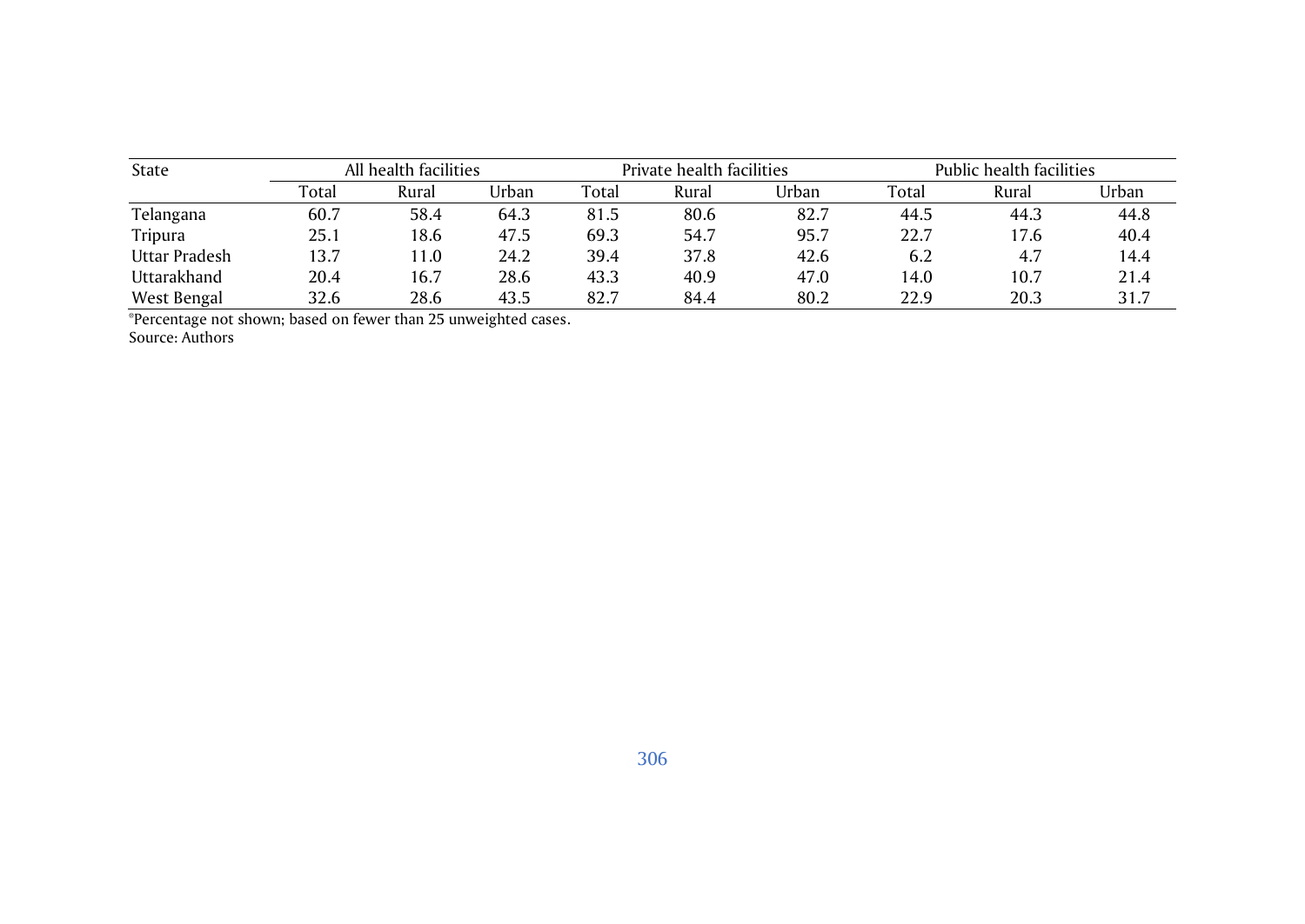| State | All health facilities | | | Private health facilities | | | Public health facilities | | |
|---|---|---|---|---|---|---|---|---|---|
| | Total | Rural | Urban | Total | Rural | Urban | Total | Rural | Urban |
| Telangana | 60.7 | 58.4 | 64.3 | 81.5 | 80.6 | 82.7 | 44.5 | 44.3 | 44.8 |
| Tripura | 25.1 | 18.6 | 47.5 | 69.3 | 54.7 | 95.7 | 22.7 | 17.6 | 40.4 |
| Uttar Pradesh | 13.7 | 11.0 | 24.2 | 39.4 | 37.8 | 42.6 | 6.2 | 4.7 | 14.4 |
| Uttarakhand | 20.4 | 16.7 | 28.6 | 43.3 | 40.9 | 47.0 | 14.0 | 10.7 | 21.4 |
| West Bengal | 32.6 | 28.6 | 43.5 | 82.7 | 84.4 | 80.2 | 22.9 | 20.3 | 31.7 |

*Percentage not shown; based on fewer than 25 unweighted cases.
Source: Authors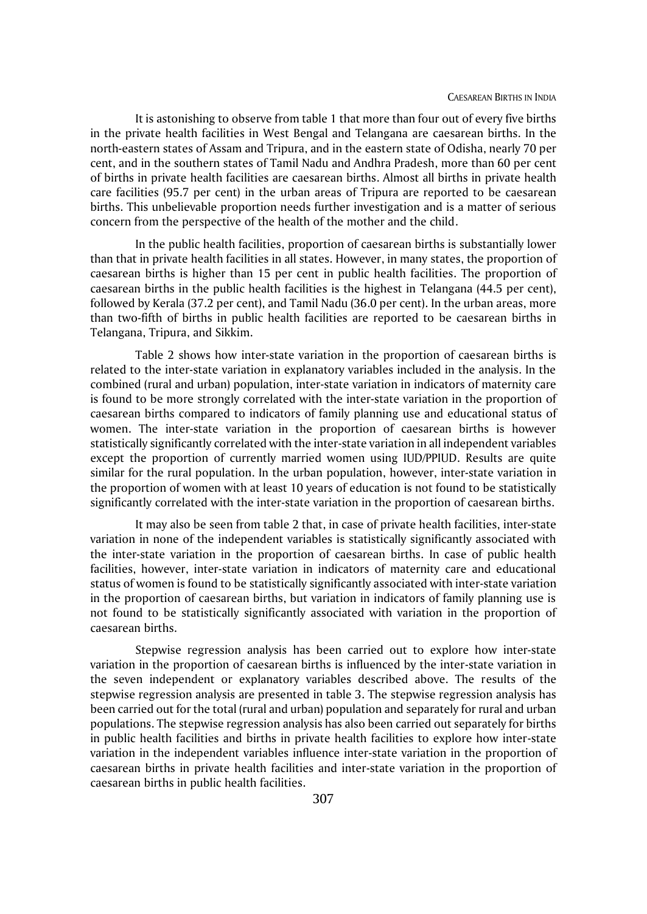It is astonishing to observe from table 1 that more than four out of every five births in the private health facilities in West Bengal and Telangana are caesarean births. In the north-eastern states of Assam and Tripura, and in the eastern state of Odisha, nearly 70 per cent, and in the southern states of Tamil Nadu and Andhra Pradesh, more than 60 per cent of births in private health facilities are caesarean births. Almost all births in private health care facilities (95.7 per cent) in the urban areas of Tripura are reported to be caesarean births. This unbelievable proportion needs further investigation and is a matter of serious concern from the perspective of the health of the mother and the child.

In the public health facilities, proportion of caesarean births is substantially lower than that in private health facilities in all states. However, in many states, the proportion of caesarean births is higher than 15 per cent in public health facilities. The proportion of caesarean births in the public health facilities is the highest in Telangana (44.5 per cent), followed by Kerala (37.2 per cent), and Tamil Nadu (36.0 per cent). In the urban areas, more than two-fifth of births in public health facilities are reported to be caesarean births in Telangana, Tripura, and Sikkim.

Table 2 shows how inter-state variation in the proportion of caesarean births is related to the inter-state variation in explanatory variables included in the analysis. In the combined (rural and urban) population, inter-state variation in indicators of maternity care is found to be more strongly correlated with the inter-state variation in the proportion of caesarean births compared to indicators of family planning use and educational status of women. The inter-state variation in the proportion of caesarean births is however statistically significantly correlated with the inter-state variation in all independent variables except the proportion of currently married women using IUD/PPIUD. Results are quite similar for the rural population. In the urban population, however, inter-state variation in the proportion of women with at least 10 years of education is not found to be statistically significantly correlated with the inter-state variation in the proportion of caesarean births.

It may also be seen from table 2 that, in case of private health facilities, inter-state variation in none of the independent variables is statistically significantly associated with the inter-state variation in the proportion of caesarean births. In case of public health facilities, however, inter-state variation in indicators of maternity care and educational status of women is found to be statistically significantly associated with inter-state variation in the proportion of caesarean births, but variation in indicators of family planning use is not found to be statistically significantly associated with variation in the proportion of caesarean births.

Stepwise regression analysis has been carried out to explore how inter-state variation in the proportion of caesarean births is influenced by the inter-state variation in the seven independent or explanatory variables described above. The results of the stepwise regression analysis are presented in table 3. The stepwise regression analysis has been carried out for the total (rural and urban) population and separately for rural and urban populations. The stepwise regression analysis has also been carried out separately for births in public health facilities and births in private health facilities to explore how inter-state variation in the independent variables influence inter-state variation in the proportion of caesarean births in private health facilities and inter-state variation in the proportion of caesarean births in public health facilities.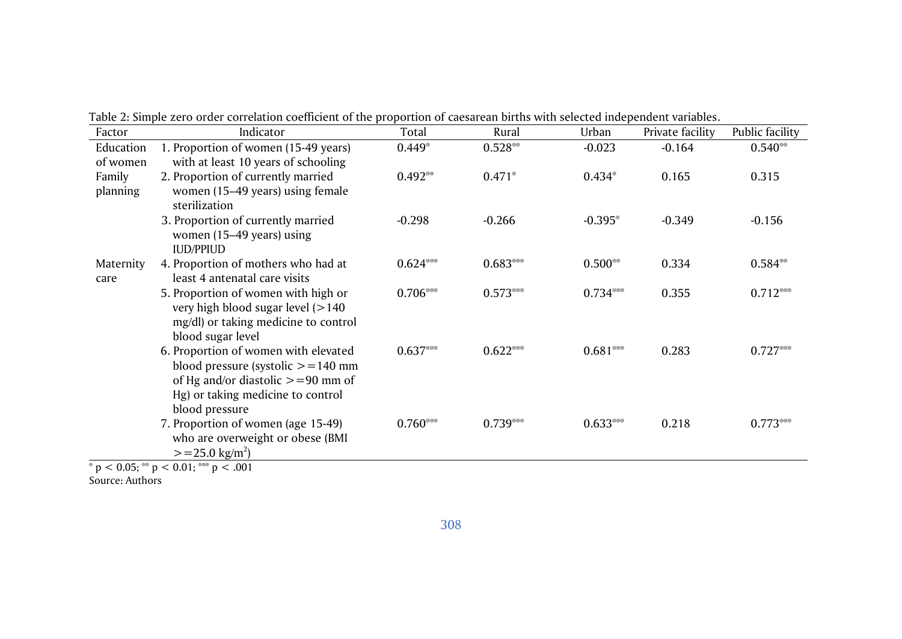Table 2: Simple zero order correlation coefficient of the proportion of caesarean births with selected independent variables.

| Factor | Indicator | Total | Rural | Urban | Private facility | Public facility |
|---|---|---|---|---|---|---|
| Education of women | 1. Proportion of women (15-49 years) with at least 10 years of schooling | 0.449* | 0.528** | -0.023 | -0.164 | 0.540** |
| Family planning | 2. Proportion of currently married women (15–49 years) using female sterilization | 0.492** | 0.471* | 0.434* | 0.165 | 0.315 |
| | 3. Proportion of currently married women (15–49 years) using IUD/PPIUD | -0.298 | -0.266 | -0.395* | -0.349 | -0.156 |
| Maternity care | 4. Proportion of mothers who had at least 4 antenatal care visits | 0.624*** | 0.683*** | 0.500** | 0.334 | 0.584** |
| | 5. Proportion of women with high or very high blood sugar level (>140 mg/dl) or taking medicine to control blood sugar level | 0.706*** | 0.573*** | 0.734*** | 0.355 | 0.712*** |
| | 6. Proportion of women with elevated blood pressure (systolic >=140 mm of Hg and/or diastolic >=90 mm of Hg) or taking medicine to control blood pressure | 0.637*** | 0.622*** | 0.681*** | 0.283 | 0.727*** |
| | 7. Proportion of women (age 15-49) who are overweight or obese (BMI $>=25.0$ kg/m$^2$) | 0.760*** | 0.739*** | 0.633*** | 0.218 | 0.773*** |

* $p < 0.05$; ** $p < 0.01$; *** $p < .001$

Source: Authors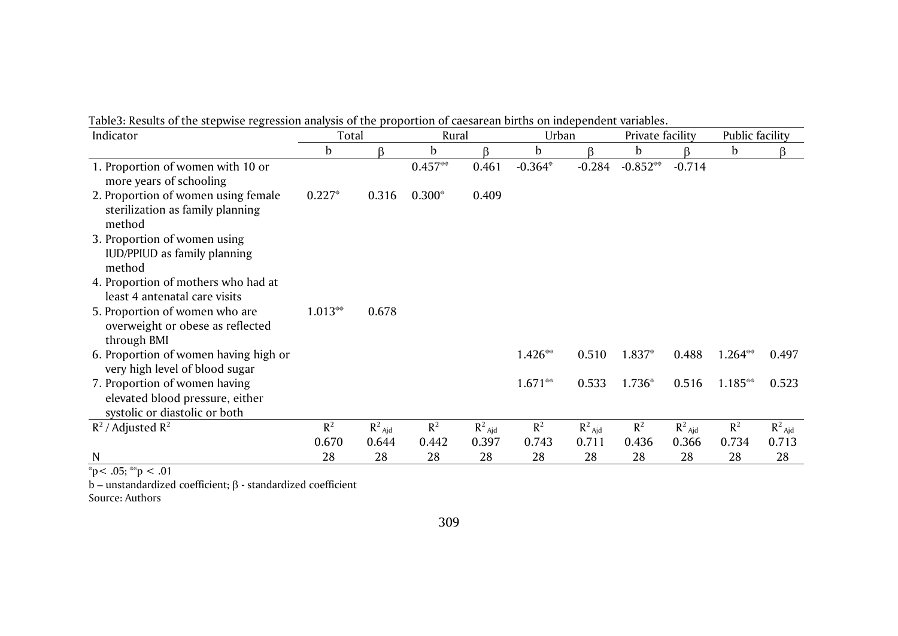Table3: Results of the stepwise regression analysis of the proportion of caesarean births on independent variables.

| Indicator | Total | | Rural | | Urban | | Private facility | | Public facility | |
|---|---|---|---|---|---|---|---|---|---|---|
| | b | β | b | β | b | β | b | β | b | β |
| 1. Proportion of women with 10 or more years of schooling | | | 0.457** | 0.461 | -0.364* | -0.284 | -0.852** | -0.714 | | |
| 2. Proportion of women using female sterilization as family planning method | 0.227* | 0.316 | 0.300* | 0.409 | | | | | | |
| 3. Proportion of women using IUD/PPIUD as family planning method | | | | | | | | | | |
| 4. Proportion of mothers who had at least 4 antenatal care visits | | | | | | | | | | |
| 5. Proportion of women who are overweight or obese as reflected through BMI | 1.013** | 0.678 | | | | | | | | |
| 6. Proportion of women having high or very high level of blood sugar | | | | | 1.426** | 0.510 | 1.837* | 0.488 | 1.264** | 0.497 |
| 7. Proportion of women having elevated blood pressure, either systolic or diastolic or both | | | | | 1.671** | 0.533 | 1.736* | 0.516 | 1.185** | 0.523 |
| $R^2$ / Adjusted $R^2$ | $R^2$ | $R^2_{Ajd}$ | $R^2$ | $R^2_{Ajd}$ | $R^2$ | $R^2_{Ajd}$ | $R^2$ | $R^2_{Ajd}$ | $R^2$ | $R^2_{Ajd}$ |
| | 0.670 | 0.644 | 0.442 | 0.397 | 0.743 | 0.711 | 0.436 | 0.366 | 0.734 | 0.713 |
| N | 28 | 28 | 28 | 28 | 28 | 28 | 28 | 28 | 28 | 28 |

*$p < .05$; **$p < .01$

b – unstandardized coefficient; β - standardized coefficient

Source: Authors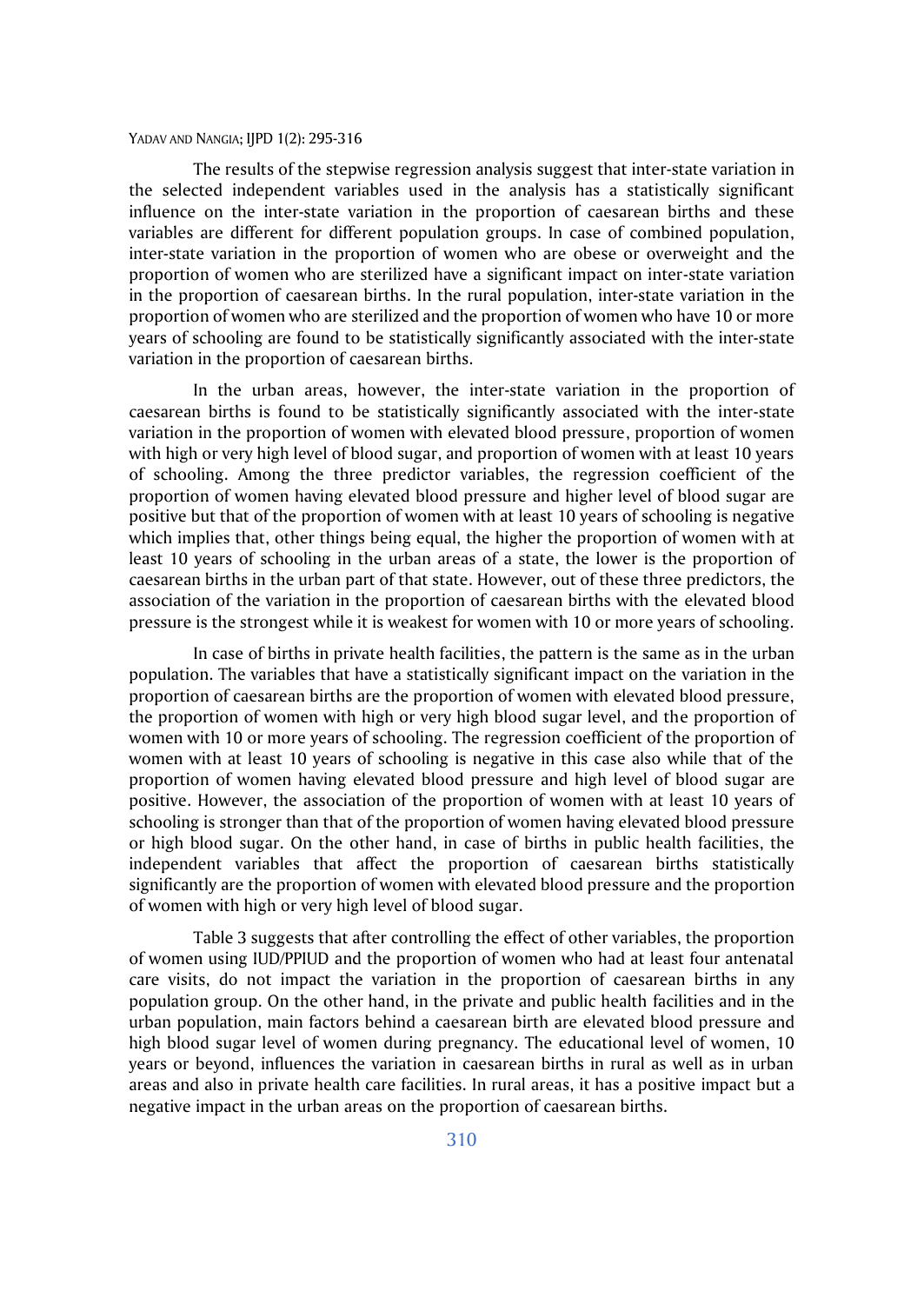The results of the stepwise regression analysis suggest that inter-state variation in the selected independent variables used in the analysis has a statistically significant influence on the inter-state variation in the proportion of caesarean births and these variables are different for different population groups. In case of combined population, inter-state variation in the proportion of women who are obese or overweight and the proportion of women who are sterilized have a significant impact on inter-state variation in the proportion of caesarean births. In the rural population, inter-state variation in the proportion of women who are sterilized and the proportion of women who have 10 or more years of schooling are found to be statistically significantly associated with the inter-state variation in the proportion of caesarean births.

In the urban areas, however, the inter-state variation in the proportion of caesarean births is found to be statistically significantly associated with the inter-state variation in the proportion of women with elevated blood pressure, proportion of women with high or very high level of blood sugar, and proportion of women with at least 10 years of schooling. Among the three predictor variables, the regression coefficient of the proportion of women having elevated blood pressure and higher level of blood sugar are positive but that of the proportion of women with at least 10 years of schooling is negative which implies that, other things being equal, the higher the proportion of women with at least 10 years of schooling in the urban areas of a state, the lower is the proportion of caesarean births in the urban part of that state. However, out of these three predictors, the association of the variation in the proportion of caesarean births with the elevated blood pressure is the strongest while it is weakest for women with 10 or more years of schooling.

In case of births in private health facilities, the pattern is the same as in the urban population. The variables that have a statistically significant impact on the variation in the proportion of caesarean births are the proportion of women with elevated blood pressure, the proportion of women with high or very high blood sugar level, and the proportion of women with 10 or more years of schooling. The regression coefficient of the proportion of women with at least 10 years of schooling is negative in this case also while that of the proportion of women having elevated blood pressure and high level of blood sugar are positive. However, the association of the proportion of women with at least 10 years of schooling is stronger than that of the proportion of women having elevated blood pressure or high blood sugar. On the other hand, in case of births in public health facilities, the independent variables that affect the proportion of caesarean births statistically significantly are the proportion of women with elevated blood pressure and the proportion of women with high or very high level of blood sugar.

Table 3 suggests that after controlling the effect of other variables, the proportion of women using IUD/PPIUD and the proportion of women who had at least four antenatal care visits, do not impact the variation in the proportion of caesarean births in any population group. On the other hand, in the private and public health facilities and in the urban population, main factors behind a caesarean birth are elevated blood pressure and high blood sugar level of women during pregnancy. The educational level of women, 10 years or beyond, influences the variation in caesarean births in rural as well as in urban areas and also in private health care facilities. In rural areas, it has a positive impact but a negative impact in the urban areas on the proportion of caesarean births.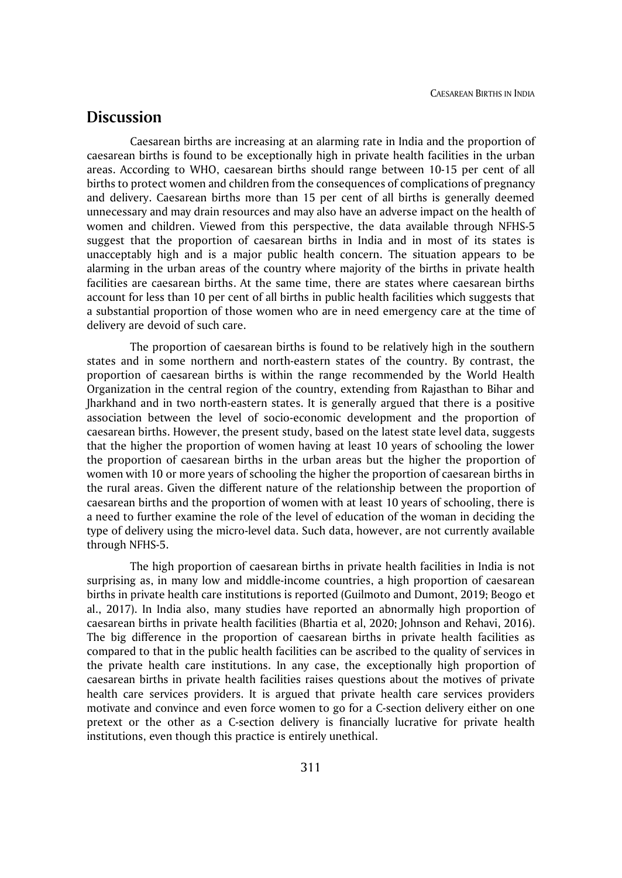## Discussion

Caesarean births are increasing at an alarming rate in India and the proportion of caesarean births is found to be exceptionally high in private health facilities in the urban areas. According to WHO, caesarean births should range between 10-15 per cent of all births to protect women and children from the consequences of complications of pregnancy and delivery. Caesarean births more than 15 per cent of all births is generally deemed unnecessary and may drain resources and may also have an adverse impact on the health of women and children. Viewed from this perspective, the data available through NFHS-5 suggest that the proportion of caesarean births in India and in most of its states is unacceptably high and is a major public health concern. The situation appears to be alarming in the urban areas of the country where majority of the births in private health facilities are caesarean births. At the same time, there are states where caesarean births account for less than 10 per cent of all births in public health facilities which suggests that a substantial proportion of those women who are in need emergency care at the time of delivery are devoid of such care.

The proportion of caesarean births is found to be relatively high in the southern states and in some northern and north-eastern states of the country. By contrast, the proportion of caesarean births is within the range recommended by the World Health Organization in the central region of the country, extending from Rajasthan to Bihar and Jharkhand and in two north-eastern states. It is generally argued that there is a positive association between the level of socio-economic development and the proportion of caesarean births. However, the present study, based on the latest state level data, suggests that the higher the proportion of women having at least 10 years of schooling the lower the proportion of caesarean births in the urban areas but the higher the proportion of women with 10 or more years of schooling the higher the proportion of caesarean births in the rural areas. Given the different nature of the relationship between the proportion of caesarean births and the proportion of women with at least 10 years of schooling, there is a need to further examine the role of the level of education of the woman in deciding the type of delivery using the micro-level data. Such data, however, are not currently available through NFHS-5.

The high proportion of caesarean births in private health facilities in India is not surprising as, in many low and middle-income countries, a high proportion of caesarean births in private health care institutions is reported (Guilmoto and Dumont, 2019; Beogo et al., 2017). In India also, many studies have reported an abnormally high proportion of caesarean births in private health facilities (Bhartia et al, 2020; Johnson and Rehavi, 2016). The big difference in the proportion of caesarean births in private health facilities as compared to that in the public health facilities can be ascribed to the quality of services in the private health care institutions. In any case, the exceptionally high proportion of caesarean births in private health facilities raises questions about the motives of private health care services providers. It is argued that private health care services providers motivate and convince and even force women to go for a C-section delivery either on one pretext or the other as a C-section delivery is financially lucrative for private health institutions, even though this practice is entirely unethical.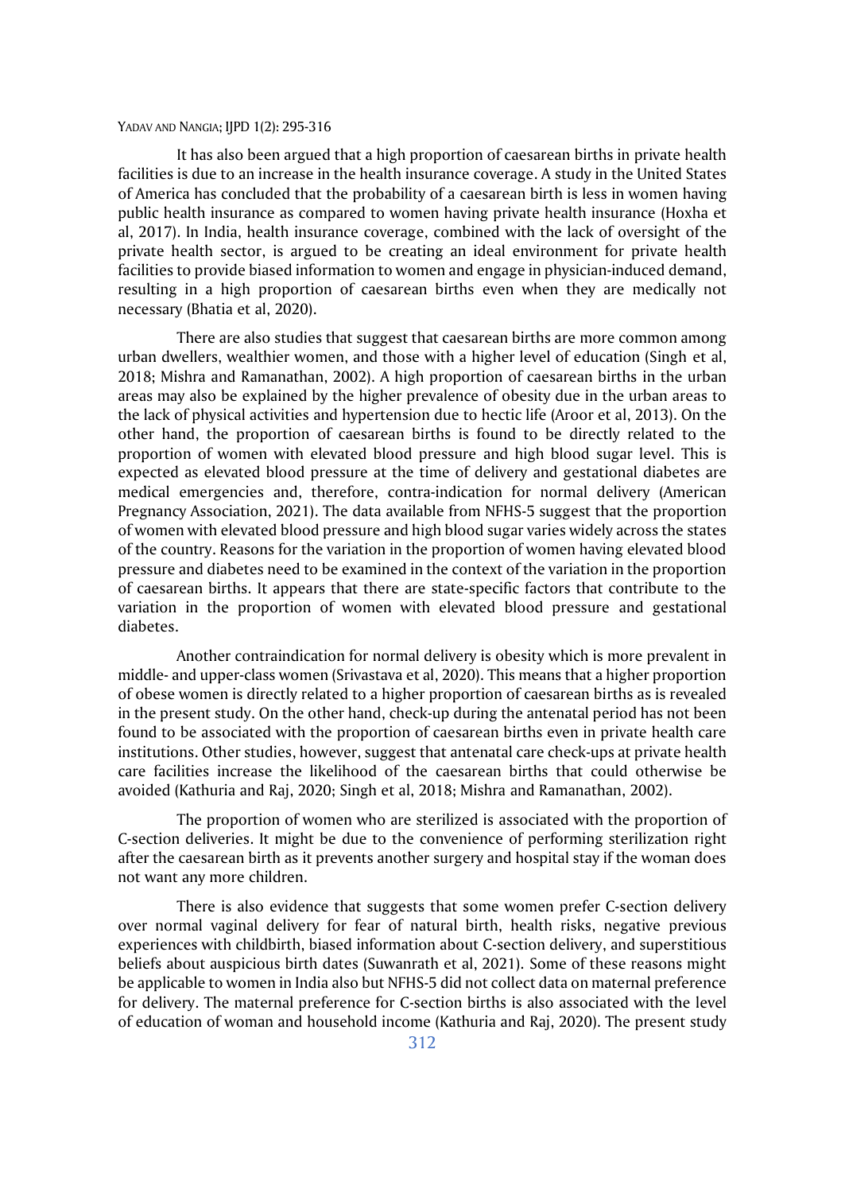It has also been argued that a high proportion of caesarean births in private health facilities is due to an increase in the health insurance coverage. A study in the United States of America has concluded that the probability of a caesarean birth is less in women having public health insurance as compared to women having private health insurance (Hoxha et al, 2017). In India, health insurance coverage, combined with the lack of oversight of the private health sector, is argued to be creating an ideal environment for private health facilities to provide biased information to women and engage in physician-induced demand, resulting in a high proportion of caesarean births even when they are medically not necessary (Bhatia et al, 2020).

There are also studies that suggest that caesarean births are more common among urban dwellers, wealthier women, and those with a higher level of education (Singh et al, 2018; Mishra and Ramanathan, 2002). A high proportion of caesarean births in the urban areas may also be explained by the higher prevalence of obesity due in the urban areas to the lack of physical activities and hypertension due to hectic life (Aroor et al, 2013). On the other hand, the proportion of caesarean births is found to be directly related to the proportion of women with elevated blood pressure and high blood sugar level. This is expected as elevated blood pressure at the time of delivery and gestational diabetes are medical emergencies and, therefore, contra-indication for normal delivery (American Pregnancy Association, 2021). The data available from NFHS-5 suggest that the proportion of women with elevated blood pressure and high blood sugar varies widely across the states of the country. Reasons for the variation in the proportion of women having elevated blood pressure and diabetes need to be examined in the context of the variation in the proportion of caesarean births. It appears that there are state-specific factors that contribute to the variation in the proportion of women with elevated blood pressure and gestational diabetes.

Another contraindication for normal delivery is obesity which is more prevalent in middle- and upper-class women (Srivastava et al, 2020). This means that a higher proportion of obese women is directly related to a higher proportion of caesarean births as is revealed in the present study. On the other hand, check-up during the antenatal period has not been found to be associated with the proportion of caesarean births even in private health care institutions. Other studies, however, suggest that antenatal care check-ups at private health care facilities increase the likelihood of the caesarean births that could otherwise be avoided (Kathuria and Raj, 2020; Singh et al, 2018; Mishra and Ramanathan, 2002).

The proportion of women who are sterilized is associated with the proportion of C-section deliveries. It might be due to the convenience of performing sterilization right after the caesarean birth as it prevents another surgery and hospital stay if the woman does not want any more children.

There is also evidence that suggests that some women prefer C-section delivery over normal vaginal delivery for fear of natural birth, health risks, negative previous experiences with childbirth, biased information about C-section delivery, and superstitious beliefs about auspicious birth dates (Suwanrath et al, 2021). Some of these reasons might be applicable to women in India also but NFHS-5 did not collect data on maternal preference for delivery. The maternal preference for C-section births is also associated with the level of education of woman and household income (Kathuria and Raj, 2020). The present study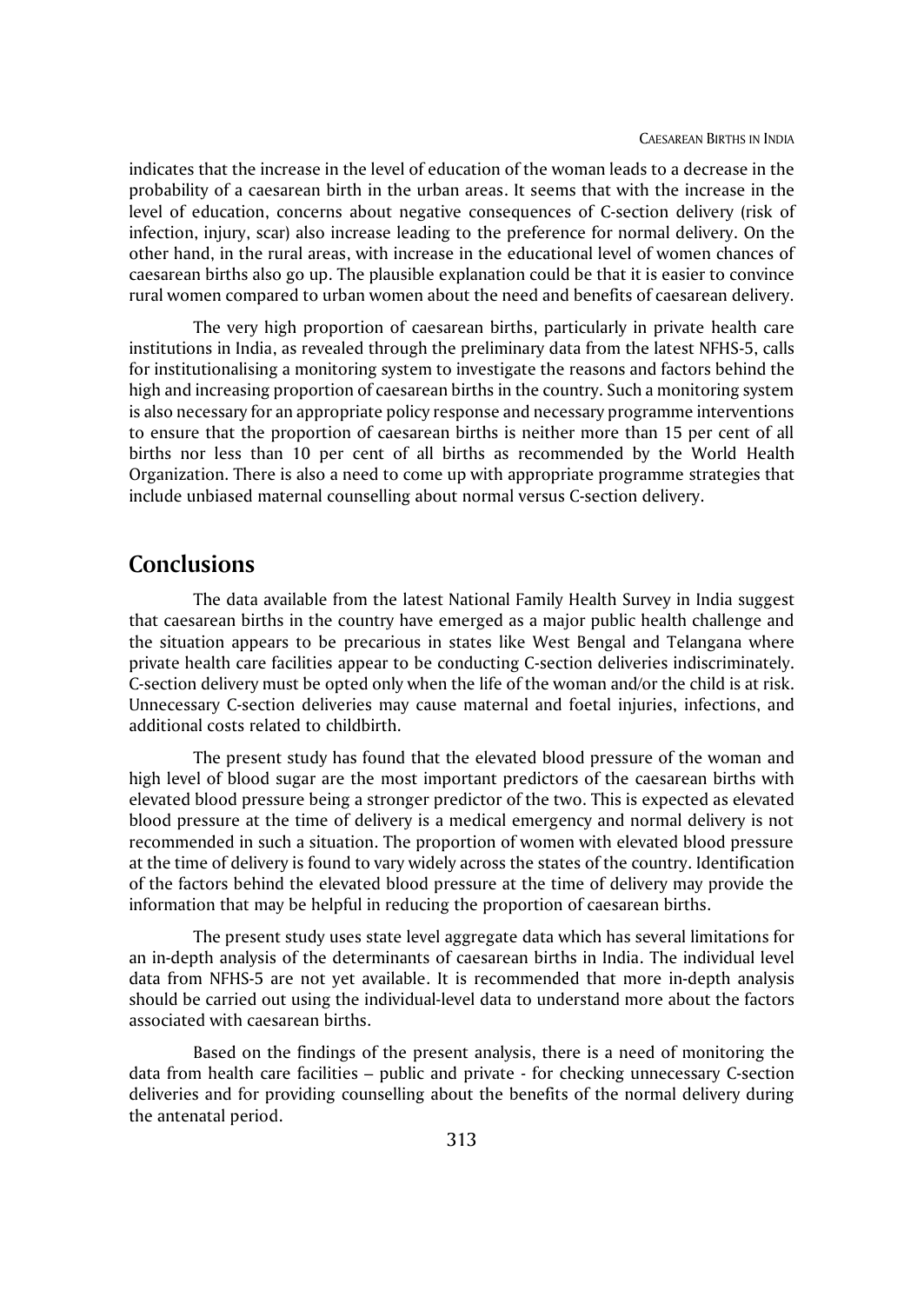indicates that the increase in the level of education of the woman leads to a decrease in the probability of a caesarean birth in the urban areas. It seems that with the increase in the level of education, concerns about negative consequences of C-section delivery (risk of infection, injury, scar) also increase leading to the preference for normal delivery. On the other hand, in the rural areas, with increase in the educational level of women chances of caesarean births also go up. The plausible explanation could be that it is easier to convince rural women compared to urban women about the need and benefits of caesarean delivery.

The very high proportion of caesarean births, particularly in private health care institutions in India, as revealed through the preliminary data from the latest NFHS-5, calls for institutionalising a monitoring system to investigate the reasons and factors behind the high and increasing proportion of caesarean births in the country. Such a monitoring system is also necessary for an appropriate policy response and necessary programme interventions to ensure that the proportion of caesarean births is neither more than 15 per cent of all births nor less than 10 per cent of all births as recommended by the World Health Organization. There is also a need to come up with appropriate programme strategies that include unbiased maternal counselling about normal versus C-section delivery.

## Conclusions

The data available from the latest National Family Health Survey in India suggest that caesarean births in the country have emerged as a major public health challenge and the situation appears to be precarious in states like West Bengal and Telangana where private health care facilities appear to be conducting C-section deliveries indiscriminately. C-section delivery must be opted only when the life of the woman and/or the child is at risk. Unnecessary C-section deliveries may cause maternal and foetal injuries, infections, and additional costs related to childbirth.

The present study has found that the elevated blood pressure of the woman and high level of blood sugar are the most important predictors of the caesarean births with elevated blood pressure being a stronger predictor of the two. This is expected as elevated blood pressure at the time of delivery is a medical emergency and normal delivery is not recommended in such a situation. The proportion of women with elevated blood pressure at the time of delivery is found to vary widely across the states of the country. Identification of the factors behind the elevated blood pressure at the time of delivery may provide the information that may be helpful in reducing the proportion of caesarean births.

The present study uses state level aggregate data which has several limitations for an in-depth analysis of the determinants of caesarean births in India. The individual level data from NFHS-5 are not yet available. It is recommended that more in-depth analysis should be carried out using the individual-level data to understand more about the factors associated with caesarean births.

Based on the findings of the present analysis, there is a need of monitoring the data from health care facilities – public and private - for checking unnecessary C-section deliveries and for providing counselling about the benefits of the normal delivery during the antenatal period.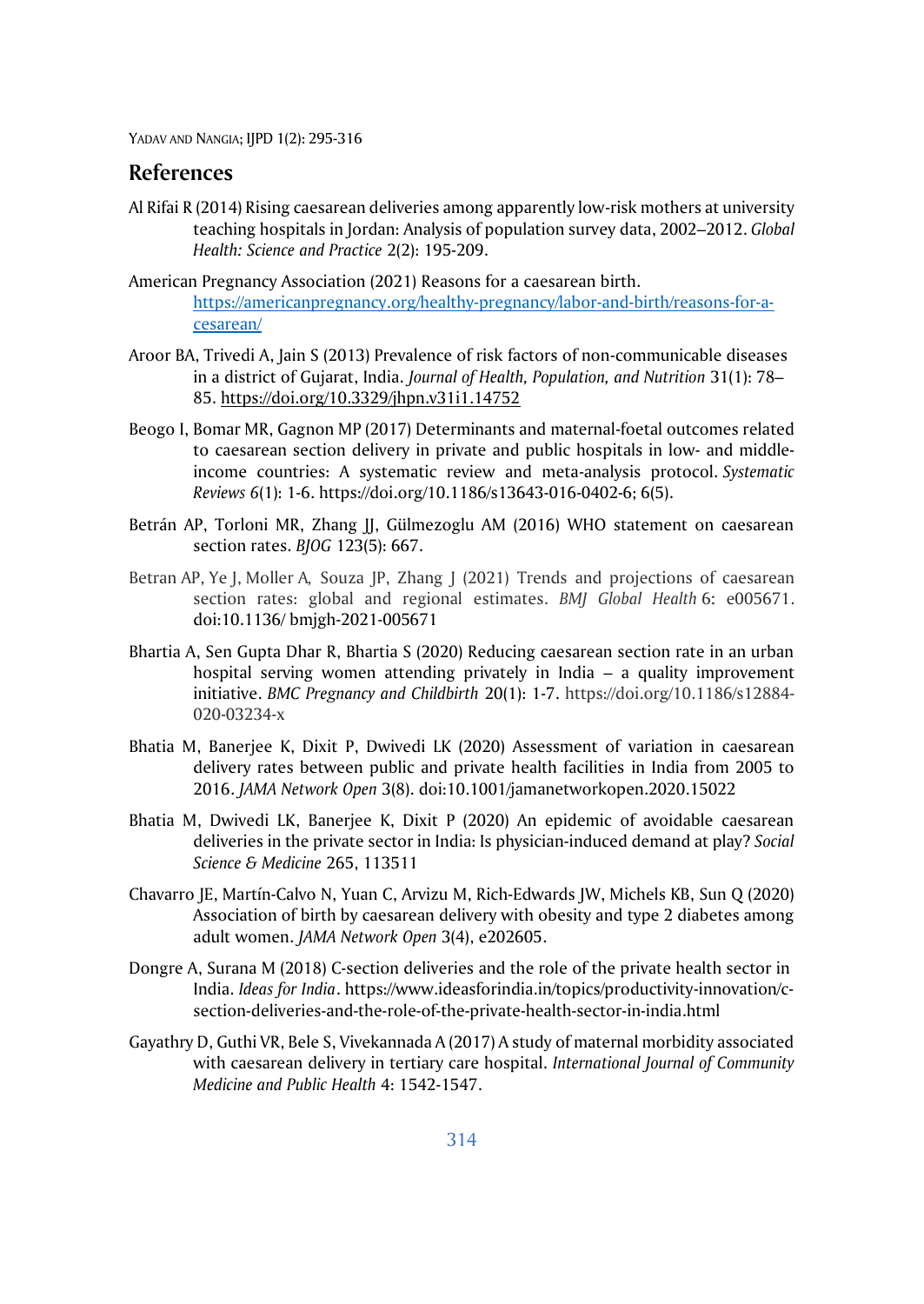## References

Al Rifai R (2014) Rising caesarean deliveries among apparently low-risk mothers at university teaching hospitals in Jordan: Analysis of population survey data, 2002–2012. *Global Health: Science and Practice* 2(2): 195-209.

American Pregnancy Association (2021) Reasons for a caesarean birth. https://americanpregnancy.org/healthy-pregnancy/labor-and-birth/reasons-for-a-cesarean/

Aroor BA, Trivedi A, Jain S (2013) Prevalence of risk factors of non-communicable diseases in a district of Gujarat, India. *Journal of Health, Population, and Nutrition* 31(1): 78–85. https://doi.org/10.3329/jhpn.v31i1.14752

Beogo I, Bomar MR, Gagnon MP (2017) Determinants and maternal-foetal outcomes related to caesarean section delivery in private and public hospitals in low- and middle-income countries: A systematic review and meta-analysis protocol. *Systematic Reviews 6*(1): 1-6. https://doi.org/10.1186/s13643-016-0402-6; 6(5).

Betrán AP, Torloni MR, Zhang JJ, Gülmezoglu AM (2016) WHO statement on caesarean section rates. *BJOG* 123(5): 667.

Betran AP, Ye J, Moller A, Souza JP, Zhang J (2021) Trends and projections of caesarean section rates: global and regional estimates. *BMJ Global Health* 6: e005671. doi:10.1136/ bmjgh-2021-005671

Bhartia A, Sen Gupta Dhar R, Bhartia S (2020) Reducing caesarean section rate in an urban hospital serving women attending privately in India – a quality improvement initiative. *BMC Pregnancy and Childbirth* 20(1): 1-7. https://doi.org/10.1186/s12884-020-03234-x

Bhatia M, Banerjee K, Dixit P, Dwivedi LK (2020) Assessment of variation in caesarean delivery rates between public and private health facilities in India from 2005 to 2016. *JAMA Network Open* 3(8). doi:10.1001/jamanetworkopen.2020.15022

Bhatia M, Dwivedi LK, Banerjee K, Dixit P (2020) An epidemic of avoidable caesarean deliveries in the private sector in India: Is physician-induced demand at play? *Social Science & Medicine* 265, 113511

Chavarro JE, Martín-Calvo N, Yuan C, Arvizu M, Rich-Edwards JW, Michels KB, Sun Q (2020) Association of birth by caesarean delivery with obesity and type 2 diabetes among adult women. *JAMA Network Open* 3(4), e202605.

Dongre A, Surana M (2018) C-section deliveries and the role of the private health sector in India. *Ideas for India*. https://www.ideasforindia.in/topics/productivity-innovation/c-section-deliveries-and-the-role-of-the-private-health-sector-in-india.html

Gayathry D, Guthi VR, Bele S, Vivekannada A (2017) A study of maternal morbidity associated with caesarean delivery in tertiary care hospital. *International Journal of Community Medicine and Public Health* 4: 1542-1547.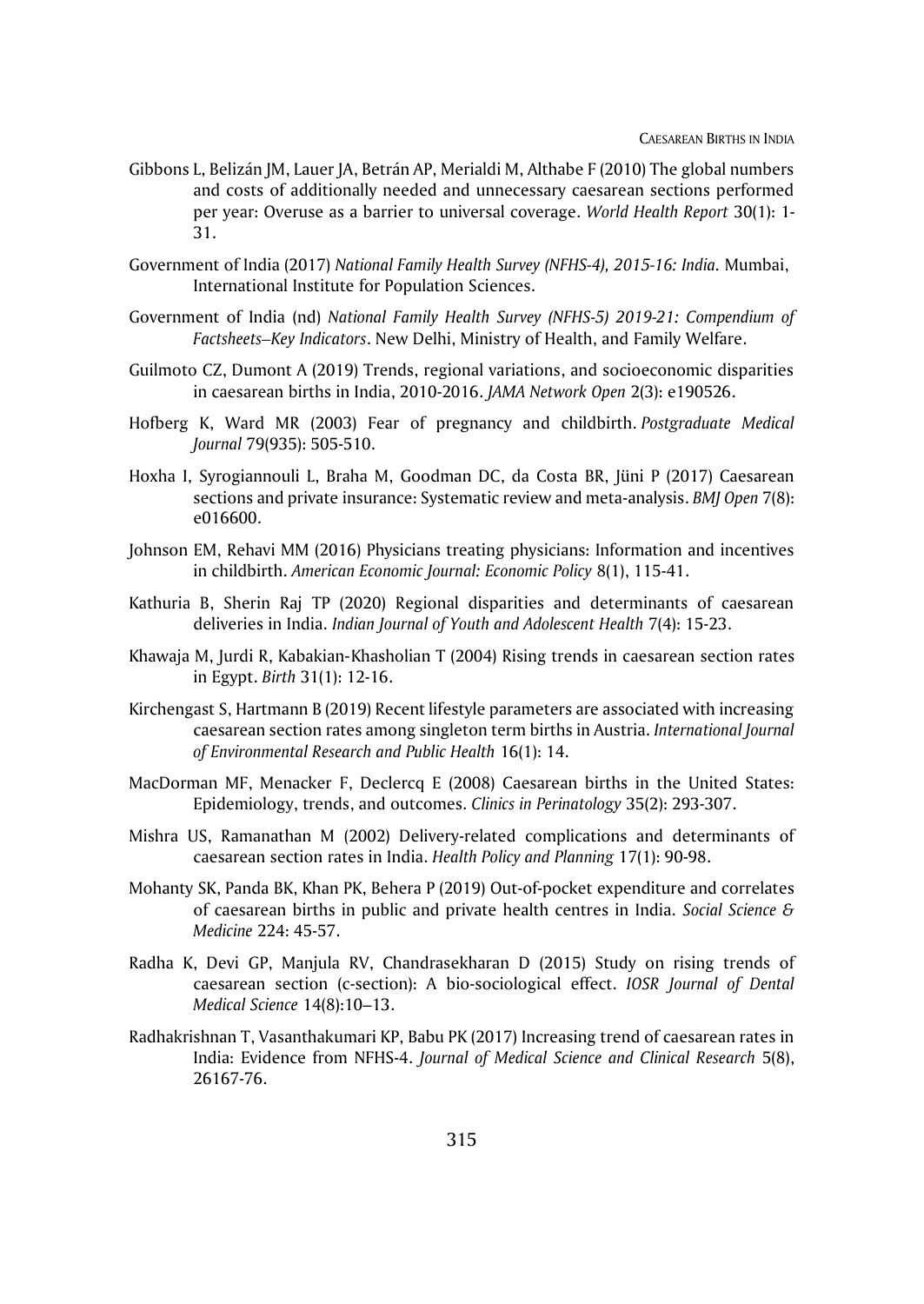Gibbons L, Belizán JM, Lauer JA, Betrán AP, Merialdi M, Althabe F (2010) The global numbers and costs of additionally needed and unnecessary caesarean sections performed per year: Overuse as a barrier to universal coverage. *World Health Report* 30(1): 1-31.

Government of India (2017) *National Family Health Survey (NFHS-4), 2015-16: India.* Mumbai, International Institute for Population Sciences.

Government of India (nd) *National Family Health Survey (NFHS-5) 2019-21: Compendium of Factsheets–Key Indicators*. New Delhi, Ministry of Health, and Family Welfare.

Guilmoto CZ, Dumont A (2019) Trends, regional variations, and socioeconomic disparities in caesarean births in India, 2010-2016. *JAMA Network Open* 2(3): e190526.

Hofberg K, Ward MR (2003) Fear of pregnancy and childbirth. *Postgraduate Medical Journal* 79(935): 505-510.

Hoxha I, Syrogiannouli L, Braha M, Goodman DC, da Costa BR, Jüni P (2017) Caesarean sections and private insurance: Systematic review and meta-analysis. *BMJ Open* 7(8): e016600.

Johnson EM, Rehavi MM (2016) Physicians treating physicians: Information and incentives in childbirth. *American Economic Journal: Economic Policy* 8(1), 115-41.

Kathuria B, Sherin Raj TP (2020) Regional disparities and determinants of caesarean deliveries in India. *Indian Journal of Youth and Adolescent Health* 7(4): 15-23.

Khawaja M, Jurdi R, Kabakian-Khasholian T (2004) Rising trends in caesarean section rates in Egypt. *Birth* 31(1): 12-16.

Kirchengast S, Hartmann B (2019) Recent lifestyle parameters are associated with increasing caesarean section rates among singleton term births in Austria. *International Journal of Environmental Research and Public Health* 16(1): 14.

MacDorman MF, Menacker F, Declercq E (2008) Caesarean births in the United States: Epidemiology, trends, and outcomes. *Clinics in Perinatology* 35(2): 293-307.

Mishra US, Ramanathan M (2002) Delivery-related complications and determinants of caesarean section rates in India. *Health Policy and Planning* 17(1): 90-98.

Mohanty SK, Panda BK, Khan PK, Behera P (2019) Out-of-pocket expenditure and correlates of caesarean births in public and private health centres in India. *Social Science & Medicine* 224: 45-57.

Radha K, Devi GP, Manjula RV, Chandrasekharan D (2015) Study on rising trends of caesarean section (c-section): A bio-sociological effect. *IOSR Journal of Dental Medical Science* 14(8):10–13.

Radhakrishnan T, Vasanthakumari KP, Babu PK (2017) Increasing trend of caesarean rates in India: Evidence from NFHS-4. *Journal of Medical Science and Clinical Research* 5(8), 26167-76.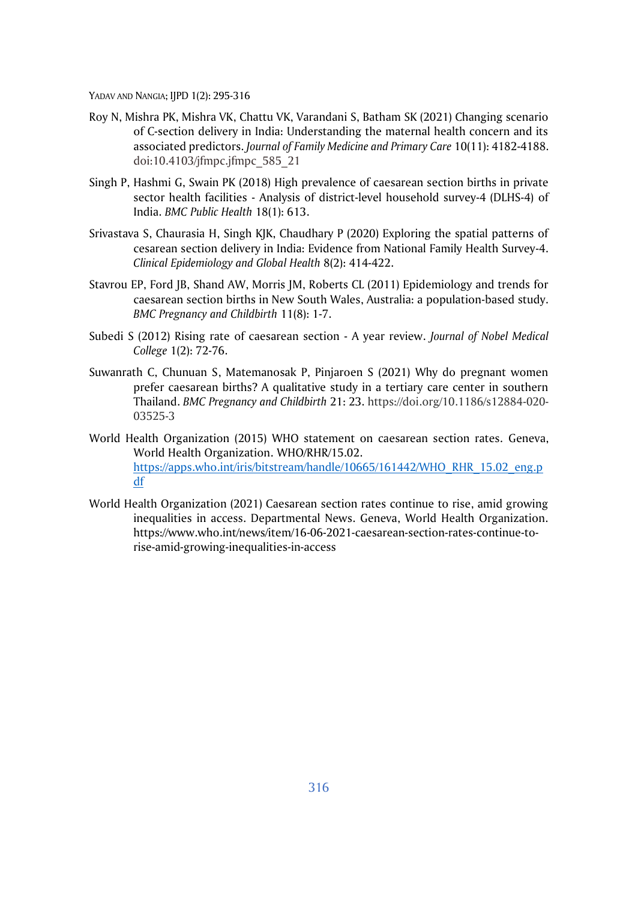Roy N, Mishra PK, Mishra VK, Chattu VK, Varandani S, Batham SK (2021) Changing scenario of C-section delivery in India: Understanding the maternal health concern and its associated predictors. *Journal of Family Medicine and Primary Care* 10(11): 4182-4188. doi:10.4103/jfmpc.jfmpc_585_21

Singh P, Hashmi G, Swain PK (2018) High prevalence of caesarean section births in private sector health facilities - Analysis of district-level household survey-4 (DLHS-4) of India. *BMC Public Health* 18(1): 613.

Srivastava S, Chaurasia H, Singh KJK, Chaudhary P (2020) Exploring the spatial patterns of cesarean section delivery in India: Evidence from National Family Health Survey-4. *Clinical Epidemiology and Global Health* 8(2): 414-422.

Stavrou EP, Ford JB, Shand AW, Morris JM, Roberts CL (2011) Epidemiology and trends for caesarean section births in New South Wales, Australia: a population-based study. *BMC Pregnancy and Childbirth* 11(8): 1-7.

Subedi S (2012) Rising rate of caesarean section - A year review. *Journal of Nobel Medical College* 1(2): 72-76.

Suwanrath C, Chunuan S, Matemanosak P, Pinjaroen S (2021) Why do pregnant women prefer caesarean births? A qualitative study in a tertiary care center in southern Thailand. *BMC Pregnancy and Childbirth* 21: 23. https://doi.org/10.1186/s12884-020-03525-3

World Health Organization (2015) WHO statement on caesarean section rates. Geneva, World Health Organization. WHO/RHR/15.02. https://apps.who.int/iris/bitstream/handle/10665/161442/WHO_RHR_15.02_eng.pdf

World Health Organization (2021) Caesarean section rates continue to rise, amid growing inequalities in access. Departmental News. Geneva, World Health Organization. https://www.who.int/news/item/16-06-2021-caesarean-section-rates-continue-to-rise-amid-growing-inequalities-in-access